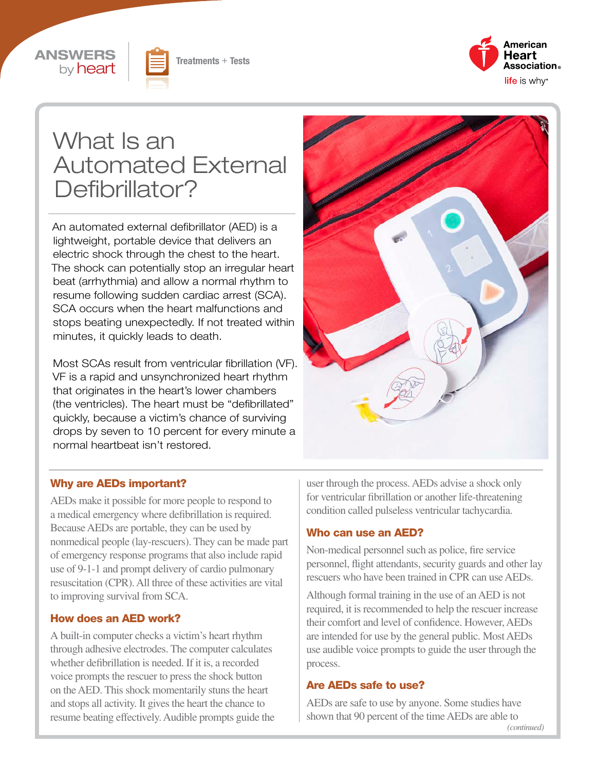ANSWERS by heart

Treatments + Tests

# What Is an Automated External Defibrillator?

An automated external defibrillator (AED) is a lightweight, portable device that delivers an electric shock through the chest to the heart. The shock can potentially stop an irregular heart beat (arrhythmia) and allow a normal rhythm to resume following sudden cardiac arrest (SCA). SCA occurs when the heart malfunctions and stops beating unexpectedly. If not treated within minutes, it quickly leads to death.

Most SCAs result from ventricular fibrillation (VF). VF is a rapid and unsynchronized heart rhythm that originates in the heart's lower chambers (the ventricles). The heart must be "defibrillated" quickly, because a victim's chance of surviving drops by seven to 10 percent for every minute a normal heartbeat isn't restored.

## Why are AEDs important?

AEDs make it possible for more people to respond to a medical emergency where defibrillation is required. Because AEDs are portable, they can be used by nonmedical people (lay-rescuers). They can be made part of emergency response programs that also include rapid use of 9-1-1 and prompt delivery of cardio pulmonary resuscitation (CPR). All three of these activities are vital to improving survival from SCA.

## How does an AED work?

A built-in computer checks a victim's heart rhythm through adhesive electrodes. The computer calculates whether defibrillation is needed. If it is, a recorded voice prompts the rescuer to press the shock button on the AED. This shock momentarily stuns the heart and stops all activity. It gives the heart the chance to resume beating effectively. Audible prompts guide the user through the process. AEDs advise a shock only for ventricular fibrillation or another life-threatening condition called pulseless ventricular tachycardia.

## Who can use an AED?

Non-medical personnel such as police, fire service personnel, flight attendants, security guards and other lay rescuers who have been trained in CPR can use AEDs.

Although formal training in the use of an AED is not required, it is recommended to help the rescuer increase their comfort and level of confidence. However, AEDs are intended for use by the general public. Most AEDs use audible voice prompts to guide the user through the process.

## Are AEDs safe to use?

AEDs are safe to use by anyone. Some studies have shown that 90 percent of the time AEDs are able to

*(continued)*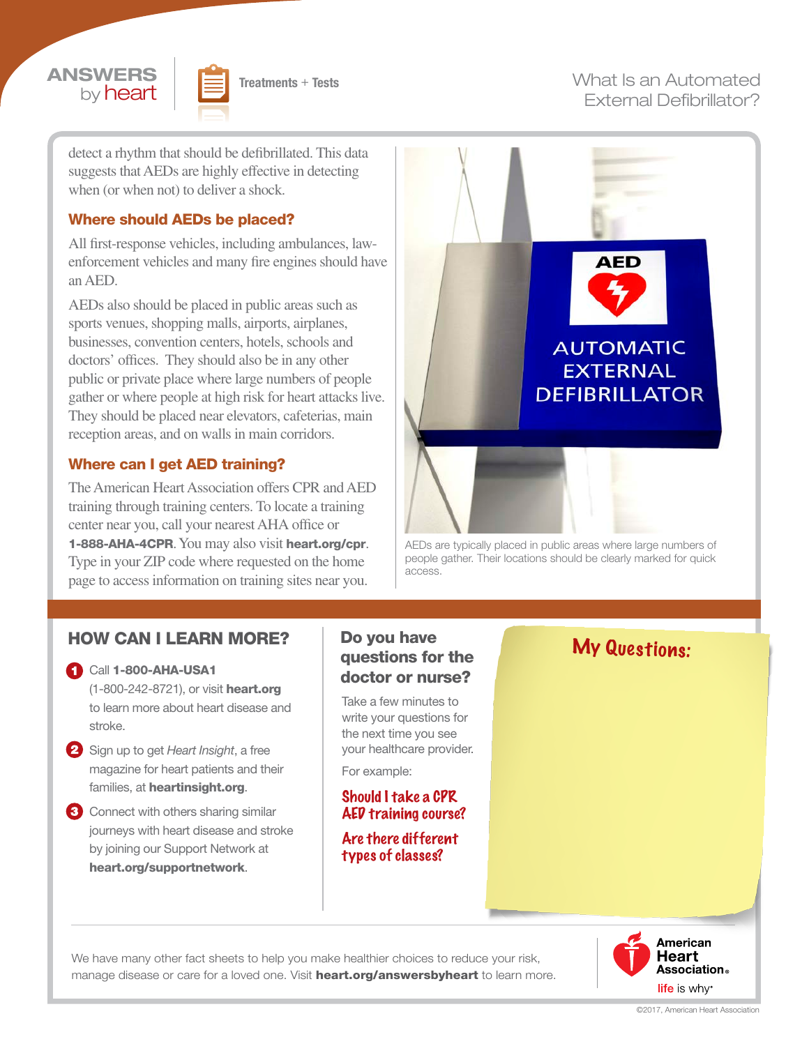detect a rhythm that should be defibrillated. This data suggests that AEDs are highly effective in detecting when (or when not) to deliver a shock.

## Where should AEDs be placed?

All first-response vehicles, including ambulances, law-enforcement vehicles and many fire engines should have an AED.

AEDs also should be placed in public areas such as sports venues, shopping malls, airports, airplanes, businesses, convention centers, hotels, schools and doctors' offices. They should also be in any other public or private place where large numbers of people gather or where people at high risk for heart attacks live. They should be placed near elevators, cafeterias, main reception areas, and on walls in main corridors.

## Where can I get AED training?

The American Heart Association offers CPR and AED training through training centers. To locate a training center near you, call your nearest AHA office or **1-888-AHA-4CPR**. You may also visit **heart.org/cpr**. Type in your ZIP code where requested on the home page to access information on training sites near you.

AEDs are typically placed in public areas where large numbers of people gather. Their locations should be clearly marked for quick access.

## HOW CAN I LEARN MORE?

1. Call **1-800-AHA-USA1** (1-800-242-8721), or visit **heart.org** to learn more about heart disease and stroke.
2. Sign up to get *Heart Insight*, a free magazine for heart patients and their families, at **heartinsight.org**.
3. Connect with others sharing similar journeys with heart disease and stroke by joining our Support Network at **heart.org/supportnetwork**.

## Do you have questions for the doctor or nurse?

Take a few minutes to write your questions for the next time you see your healthcare provider.

For example:

Should I take a CPR AED training course?

Are there different types of classes?

**My Questions:**

We have many other fact sheets to help you make healthier choices to reduce your risk, manage disease or care for a loved one. Visit **heart.org/answersbyheart** to learn more.

©2017, American Heart Association